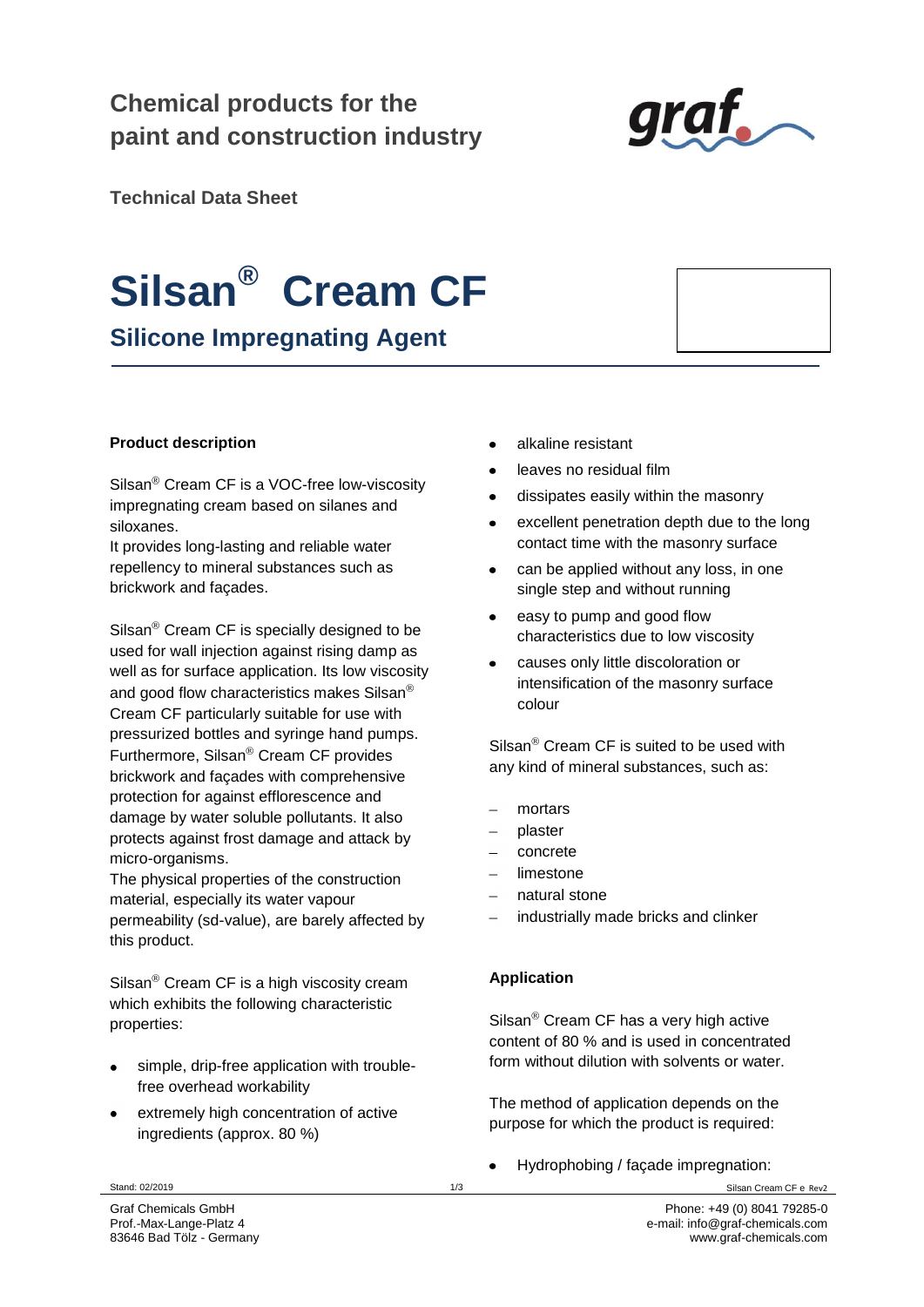## Chemical products for the paint and construction industry

**Technical Data Sheet**

# Silsan® Cream CF

## Silicone Impregnating Agent

**Product description**

Silsan® Cream CF is a VOC-free low-viscosity impregnating cream based on silanes and siloxanes.
It provides long-lasting and reliable water repellency to mineral substances such as brickwork and façades.

Silsan® Cream CF is specially designed to be used for wall injection against rising damp as well as for surface application. Its low viscosity and good flow characteristics makes Silsan® Cream CF particularly suitable for use with pressurized bottles and syringe hand pumps. Furthermore, Silsan® Cream CF provides brickwork and façades with comprehensive protection for against efflorescence and damage by water soluble pollutants. It also protects against frost damage and attack by micro-organisms.
The physical properties of the construction material, especially its water vapour permeability (sd-value), are barely affected by this product.

Silsan® Cream CF is a high viscosity cream which exhibits the following characteristic properties:

- simple, drip-free application with trouble-free overhead workability
- extremely high concentration of active ingredients (approx. 80 %)
- alkaline resistant
- leaves no residual film
- dissipates easily within the masonry
- excellent penetration depth due to the long contact time with the masonry surface
- can be applied without any loss, in one single step and without running
- easy to pump and good flow characteristics due to low viscosity
- causes only little discoloration or intensification of the masonry surface colour

Silsan® Cream CF is suited to be used with any kind of mineral substances, such as:

- mortars
- plaster
- concrete
- limestone
- natural stone
- industrially made bricks and clinker

**Application**

Silsan® Cream CF has a very high active content of 80 % and is used in concentrated form without dilution with solvents or water.

The method of application depends on the purpose for which the product is required:

- Hydrophobing / façade impregnation: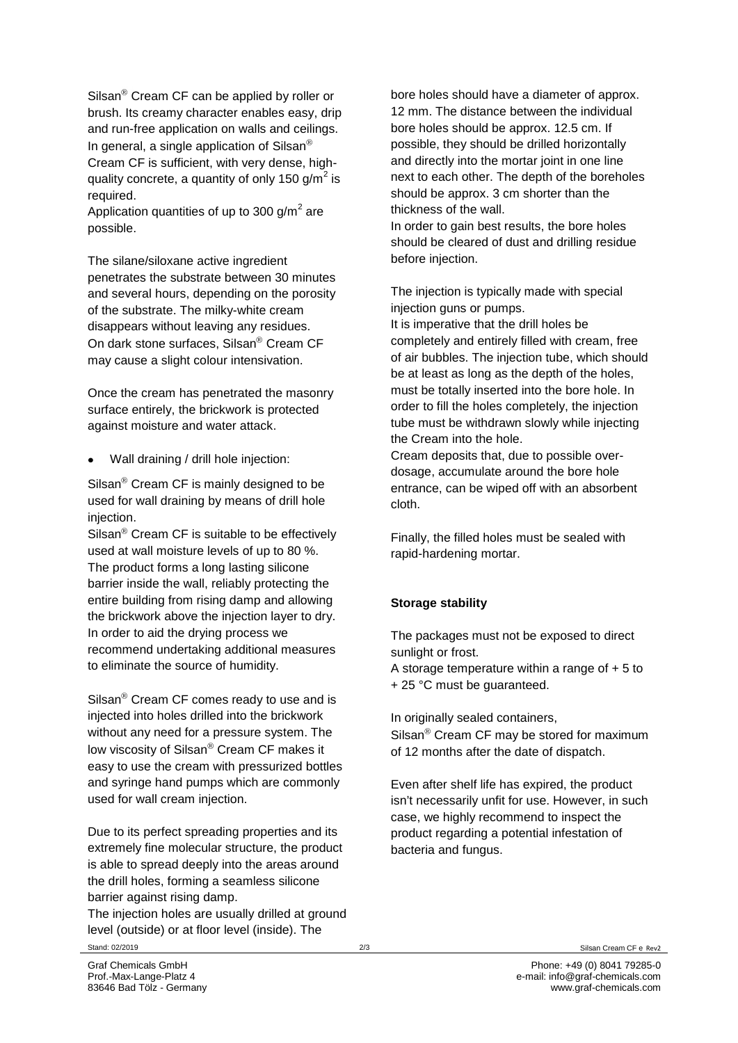Silsan® Cream CF can be applied by roller or brush. Its creamy character enables easy, drip and run-free application on walls and ceilings. In general, a single application of Silsan® Cream CF is sufficient, with very dense, high-quality concrete, a quantity of only 150 g/m$^2$ is required.
Application quantities of up to 300 g/m$^2$ are possible.

The silane/siloxane active ingredient penetrates the substrate between 30 minutes and several hours, depending on the porosity of the substrate. The milky-white cream disappears without leaving any residues. On dark stone surfaces, Silsan® Cream CF may cause a slight colour intensivation.

Once the cream has penetrated the masonry surface entirely, the brickwork is protected against moisture and water attack.

- Wall draining / drill hole injection:

Silsan® Cream CF is mainly designed to be used for wall draining by means of drill hole injection.
Silsan® Cream CF is suitable to be effectively used at wall moisture levels of up to 80 %. The product forms a long lasting silicone barrier inside the wall, reliably protecting the entire building from rising damp and allowing the brickwork above the injection layer to dry. In order to aid the drying process we recommend undertaking additional measures to eliminate the source of humidity.

Silsan® Cream CF comes ready to use and is injected into holes drilled into the brickwork without any need for a pressure system. The low viscosity of Silsan® Cream CF makes it easy to use the cream with pressurized bottles and syringe hand pumps which are commonly used for wall cream injection.

Due to its perfect spreading properties and its extremely fine molecular structure, the product is able to spread deeply into the areas around the drill holes, forming a seamless silicone barrier against rising damp.
The injection holes are usually drilled at ground level (outside) or at floor level (inside). The bore holes should have a diameter of approx. 12 mm. The distance between the individual bore holes should be approx. 12.5 cm. If possible, they should be drilled horizontally and directly into the mortar joint in one line next to each other. The depth of the boreholes should be approx. 3 cm shorter than the thickness of the wall.
In order to gain best results, the bore holes should be cleared of dust and drilling residue before injection.

The injection is typically made with special injection guns or pumps.
It is imperative that the drill holes be completely and entirely filled with cream, free of air bubbles. The injection tube, which should be at least as long as the depth of the holes, must be totally inserted into the bore hole. In order to fill the holes completely, the injection tube must be withdrawn slowly while injecting the Cream into the hole.
Cream deposits that, due to possible over-dosage, accumulate around the bore hole entrance, can be wiped off with an absorbent cloth.

Finally, the filled holes must be sealed with rapid-hardening mortar.

**Storage stability**

The packages must not be exposed to direct sunlight or frost.
A storage temperature within a range of + 5 to + 25 °C must be guaranteed.

In originally sealed containers, Silsan® Cream CF may be stored for maximum of 12 months after the date of dispatch.

Even after shelf life has expired, the product isn't necessarily unfit for use. However, in such case, we highly recommend to inspect the product regarding a potential infestation of bacteria and fungus.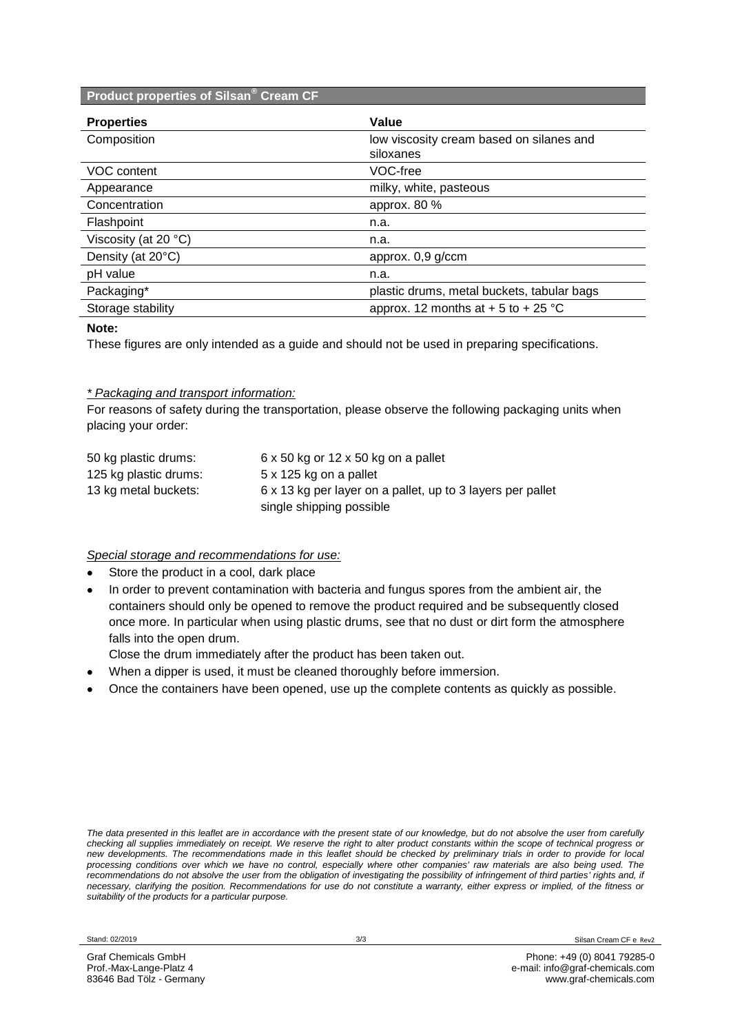## Product properties of Silsan® Cream CF

| Properties | Value |
|---|---|
| Composition | low viscosity cream based on silanes and siloxanes |
| VOC content | VOC-free |
| Appearance | milky, white, pasteous |
| Concentration | approx. 80 % |
| Flashpoint | n.a. |
| Viscosity (at 20 °C) | n.a. |
| Density (at 20°C) | approx. 0,9 g/ccm |
| pH value | n.a. |
| Packaging* | plastic drums, metal buckets, tabular bags |
| Storage stability | approx. 12 months at + 5 to + 25 °C |

**Note:**

These figures are only intended as a guide and should not be used in preparing specifications.

*\* Packaging and transport information:*

For reasons of safety during the transportation, please observe the following packaging units when placing your order:

| | |
|---|---|
| 50 kg plastic drums: | 6 x 50 kg or 12 x 50 kg on a pallet |
| 125 kg plastic drums: | 5 x 125 kg on a pallet |
| 13 kg metal buckets: | 6 x 13 kg per layer on a pallet, up to 3 layers per pallet single shipping possible |

*Special storage and recommendations for use:*

- Store the product in a cool, dark place
- In order to prevent contamination with bacteria and fungus spores from the ambient air, the containers should only be opened to remove the product required and be subsequently closed once more. In particular when using plastic drums, see that no dust or dirt form the atmosphere falls into the open drum.
  Close the drum immediately after the product has been taken out.
- When a dipper is used, it must be cleaned thoroughly before immersion.
- Once the containers have been opened, use up the complete contents as quickly as possible.

*The data presented in this leaflet are in accordance with the present state of our knowledge, but do not absolve the user from carefully checking all supplies immediately on receipt. We reserve the right to alter product constants within the scope of technical progress or new developments. The recommendations made in this leaflet should be checked by preliminary trials in order to provide for local processing conditions over which we have no control, especially where other companies' raw materials are also being used. The recommendations do not absolve the user from the obligation of investigating the possibility of infringement of third parties' rights and, if necessary, clarifying the position. Recommendations for use do not constitute a warranty, either express or implied, of the fitness or suitability of the products for a particular purpose.*

Stand: 02/2019 Silsan Cream CF e Rev2

Graf Chemicals GmbH
Prof.-Max-Lange-Platz 4
83646 Bad Tölz - Germany

Phone: +49 (0) 8041 79285-0
e-mail: info@graf-chemicals.com
www.graf-chemicals.com